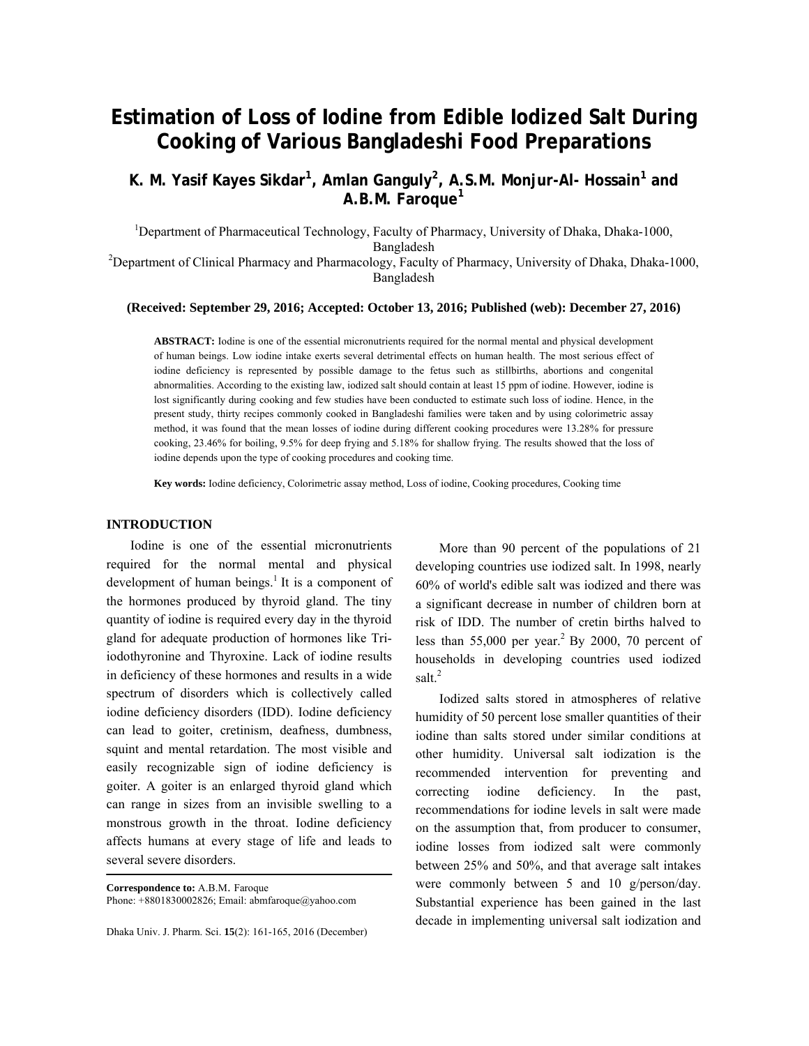# Estimation of Loss of Iodine from Edible Iodized Salt During Cooking of Various Bangladeshi Food Preparations

**K. M. Yasif Kayes Sikdar[1], Amlan Ganguly[2], A.S.M. Monjur-Al- Hossain[1] and A.B.M. Faroque[1]**

[1]Department of Pharmaceutical Technology, Faculty of Pharmacy, University of Dhaka, Dhaka-1000, Bangladesh

[2]Department of Clinical Pharmacy and Pharmacology, Faculty of Pharmacy, University of Dhaka, Dhaka-1000, Bangladesh

**(Received: September 29, 2016; Accepted: October 13, 2016; Published (web): December 27, 2016)**

**ABSTRACT:** Iodine is one of the essential micronutrients required for the normal mental and physical development of human beings. Low iodine intake exerts several detrimental effects on human health. The most serious effect of iodine deficiency is represented by possible damage to the fetus such as stillbirths, abortions and congenital abnormalities. According to the existing law, iodized salt should contain at least 15 ppm of iodine. However, iodine is lost significantly during cooking and few studies have been conducted to estimate such loss of iodine. Hence, in the present study, thirty recipes commonly cooked in Bangladeshi families were taken and by using colorimetric assay method, it was found that the mean losses of iodine during different cooking procedures were 13.28% for pressure cooking, 23.46% for boiling, 9.5% for deep frying and 5.18% for shallow frying. The results showed that the loss of iodine depends upon the type of cooking procedures and cooking time.

**Key words:** Iodine deficiency, Colorimetric assay method, Loss of iodine, Cooking procedures, Cooking time

## INTRODUCTION

Iodine is one of the essential micronutrients required for the normal mental and physical development of human beings.[1] It is a component of the hormones produced by thyroid gland. The tiny quantity of iodine is required every day in the thyroid gland for adequate production of hormones like Tri-iodothyronine and Thyroxine. Lack of iodine results in deficiency of these hormones and results in a wide spectrum of disorders which is collectively called iodine deficiency disorders (IDD). Iodine deficiency can lead to goiter, cretinism, deafness, dumbness, squint and mental retardation. The most visible and easily recognizable sign of iodine deficiency is goiter. A goiter is an enlarged thyroid gland which can range in sizes from an invisible swelling to a monstrous growth in the throat. Iodine deficiency affects humans at every stage of life and leads to several severe disorders.

More than 90 percent of the populations of 21 developing countries use iodized salt. In 1998, nearly 60% of world's edible salt was iodized and there was a significant decrease in number of children born at risk of IDD. The number of cretin births halved to less than 55,000 per year.[2] By 2000, 70 percent of households in developing countries used iodized salt.[2]

Iodized salts stored in atmospheres of relative humidity of 50 percent lose smaller quantities of their iodine than salts stored under similar conditions at other humidity. Universal salt iodization is the recommended intervention for preventing and correcting iodine deficiency. In the past, recommendations for iodine levels in salt were made on the assumption that, from producer to consumer, iodine losses from iodized salt were commonly between 25% and 50%, and that average salt intakes were commonly between 5 and 10 g/person/day. Substantial experience has been gained in the last decade in implementing universal salt iodization and

**Correspondence to:** A.B.M. Faroque
Phone: +8801830002826; Email: abmfaroque@yahoo.com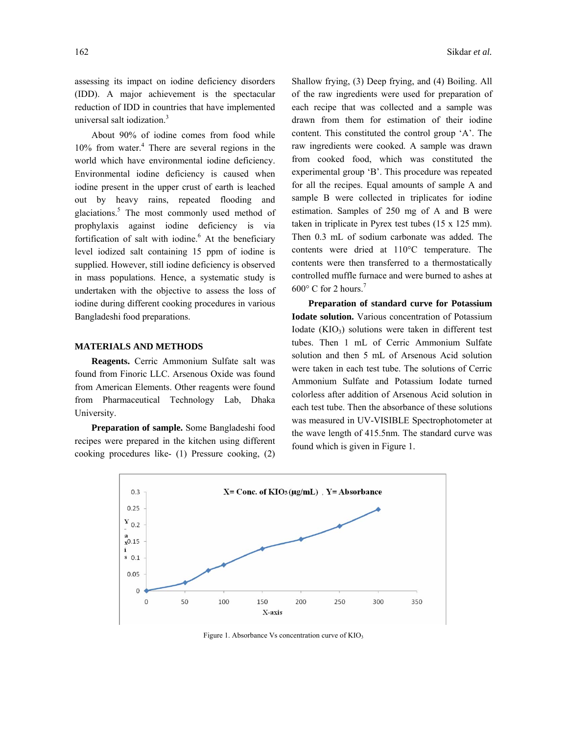assessing its impact on iodine deficiency disorders (IDD). A major achievement is the spectacular reduction of IDD in countries that have implemented universal salt iodization.[3]

About 90% of iodine comes from food while 10% from water.[4] There are several regions in the world which have environmental iodine deficiency. Environmental iodine deficiency is caused when iodine present in the upper crust of earth is leached out by heavy rains, repeated flooding and glaciations.[5] The most commonly used method of prophylaxis against iodine deficiency is via fortification of salt with iodine.[6] At the beneficiary level iodized salt containing 15 ppm of iodine is supplied. However, still iodine deficiency is observed in mass populations. Hence, a systematic study is undertaken with the objective to assess the loss of iodine during different cooking procedures in various Bangladeshi food preparations.

## MATERIALS AND METHODS

**Reagents.** Cerric Ammonium Sulfate salt was found from Finoric LLC. Arsenous Oxide was found from American Elements. Other reagents were found from Pharmaceutical Technology Lab, Dhaka University.

**Preparation of sample.** Some Bangladeshi food recipes were prepared in the kitchen using different cooking procedures like- (1) Pressure cooking, (2) Shallow frying, (3) Deep frying, and (4) Boiling. All of the raw ingredients were used for preparation of each recipe that was collected and a sample was drawn from them for estimation of their iodine content. This constituted the control group 'A'. The raw ingredients were cooked. A sample was drawn from cooked food, which was constituted the experimental group 'B'. This procedure was repeated for all the recipes. Equal amounts of sample A and sample B were collected in triplicates for iodine estimation. Samples of 250 mg of A and B were taken in triplicate in Pyrex test tubes (15 x 125 mm). Then 0.3 mL of sodium carbonate was added. The contents were dried at 110°C temperature. The contents were then transferred to a thermostatically controlled muffle furnace and were burned to ashes at 600° C for 2 hours.[7]

**Preparation of standard curve for Potassium Iodate solution.** Various concentration of Potassium Iodate ($KIO_3$) solutions were taken in different test tubes. Then 1 mL of Cerric Ammonium Sulfate solution and then 5 mL of Arsenous Acid solution were taken in each test tube. The solutions of Cerric Ammonium Sulfate and Potassium Iodate turned colorless after addition of Arsenous Acid solution in each test tube. Then the absorbance of these solutions was measured in UV-VISIBLE Spectrophotometer at the wave length of 415.5nm. The standard curve was found which is given in Figure 1.

Figure 1. Absorbance Vs concentration curve of $KIO_3$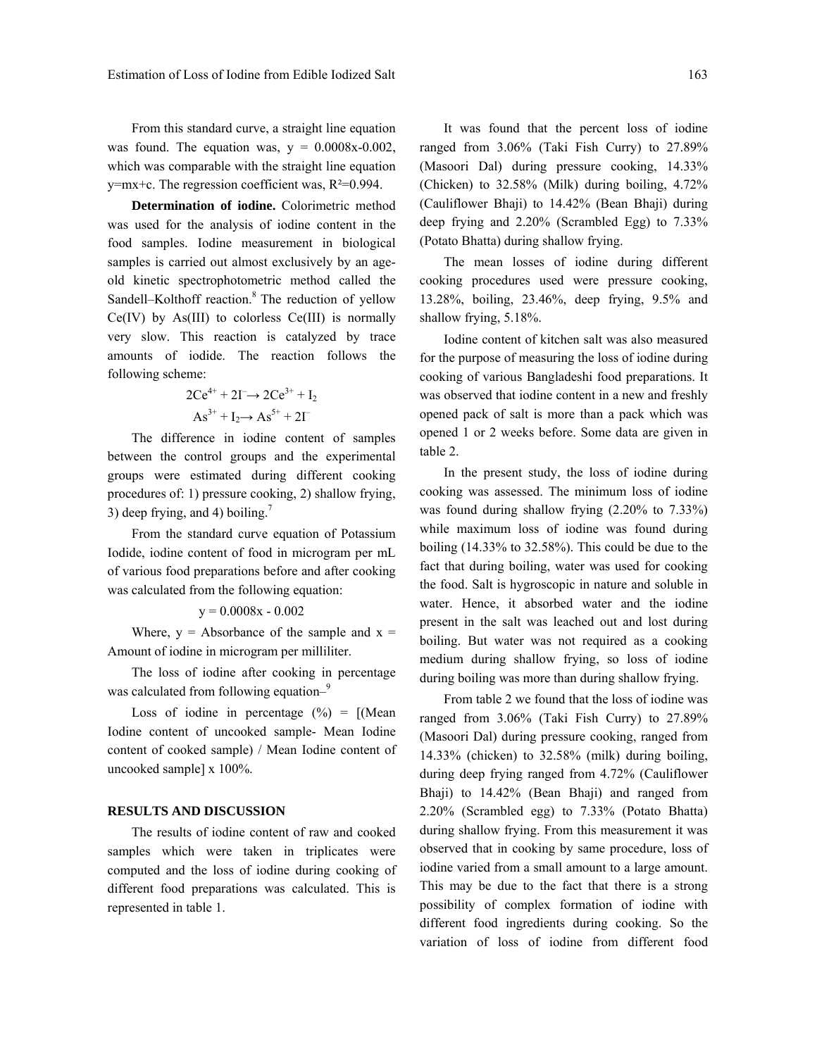From this standard curve, a straight line equation was found. The equation was, $y = 0.0008x-0.002$, which was comparable with the straight line equation $y=mx+c$. The regression coefficient was, $R^2=0.994$.

**Determination of iodine.** Colorimetric method was used for the analysis of iodine content in the food samples. Iodine measurement in biological samples is carried out almost exclusively by an age-old kinetic spectrophotometric method called the Sandell–Kolthoff reaction.[8] The reduction of yellow Ce(IV) by As(III) to colorless Ce(III) is normally very slow. This reaction is catalyzed by trace amounts of iodide. The reaction follows the following scheme:

$$2Ce^{4+} + 2I^{-} \rightarrow 2Ce^{3+} + I_2$$

$$As^{3+} + I_2 \rightarrow As^{5+} + 2I^{-}$$

The difference in iodine content of samples between the control groups and the experimental groups were estimated during different cooking procedures of: 1) pressure cooking, 2) shallow frying, 3) deep frying, and 4) boiling.[7]

From the standard curve equation of Potassium Iodide, iodine content of food in microgram per mL of various food preparations before and after cooking was calculated from the following equation:

$$y = 0.0008x - 0.002$$

Where, y = Absorbance of the sample and x = Amount of iodine in microgram per milliliter.

The loss of iodine after cooking in percentage was calculated from following equation–[9]

Loss of iodine in percentage (%) = [(Mean Iodine content of uncooked sample- Mean Iodine content of cooked sample) / Mean Iodine content of uncooked sample] x 100%.

## RESULTS AND DISCUSSION

The results of iodine content of raw and cooked samples which were taken in triplicates were computed and the loss of iodine during cooking of different food preparations was calculated. This is represented in table 1.

It was found that the percent loss of iodine ranged from 3.06% (Taki Fish Curry) to 27.89% (Masoori Dal) during pressure cooking, 14.33% (Chicken) to 32.58% (Milk) during boiling, 4.72% (Cauliflower Bhaji) to 14.42% (Bean Bhaji) during deep frying and 2.20% (Scrambled Egg) to 7.33% (Potato Bhatta) during shallow frying.

The mean losses of iodine during different cooking procedures used were pressure cooking, 13.28%, boiling, 23.46%, deep frying, 9.5% and shallow frying, 5.18%.

Iodine content of kitchen salt was also measured for the purpose of measuring the loss of iodine during cooking of various Bangladeshi food preparations. It was observed that iodine content in a new and freshly opened pack of salt is more than a pack which was opened 1 or 2 weeks before. Some data are given in table 2.

In the present study, the loss of iodine during cooking was assessed. The minimum loss of iodine was found during shallow frying (2.20% to 7.33%) while maximum loss of iodine was found during boiling (14.33% to 32.58%). This could be due to the fact that during boiling, water was used for cooking the food. Salt is hygroscopic in nature and soluble in water. Hence, it absorbed water and the iodine present in the salt was leached out and lost during boiling. But water was not required as a cooking medium during shallow frying, so loss of iodine during boiling was more than during shallow frying.

From table 2 we found that the loss of iodine was ranged from 3.06% (Taki Fish Curry) to 27.89% (Masoori Dal) during pressure cooking, ranged from 14.33% (chicken) to 32.58% (milk) during boiling, during deep frying ranged from 4.72% (Cauliflower Bhaji) to 14.42% (Bean Bhaji) and ranged from 2.20% (Scrambled egg) to 7.33% (Potato Bhatta) during shallow frying. From this measurement it was observed that in cooking by same procedure, loss of iodine varied from a small amount to a large amount. This may be due to the fact that there is a strong possibility of complex formation of iodine with different food ingredients during cooking. So the variation of loss of iodine from different food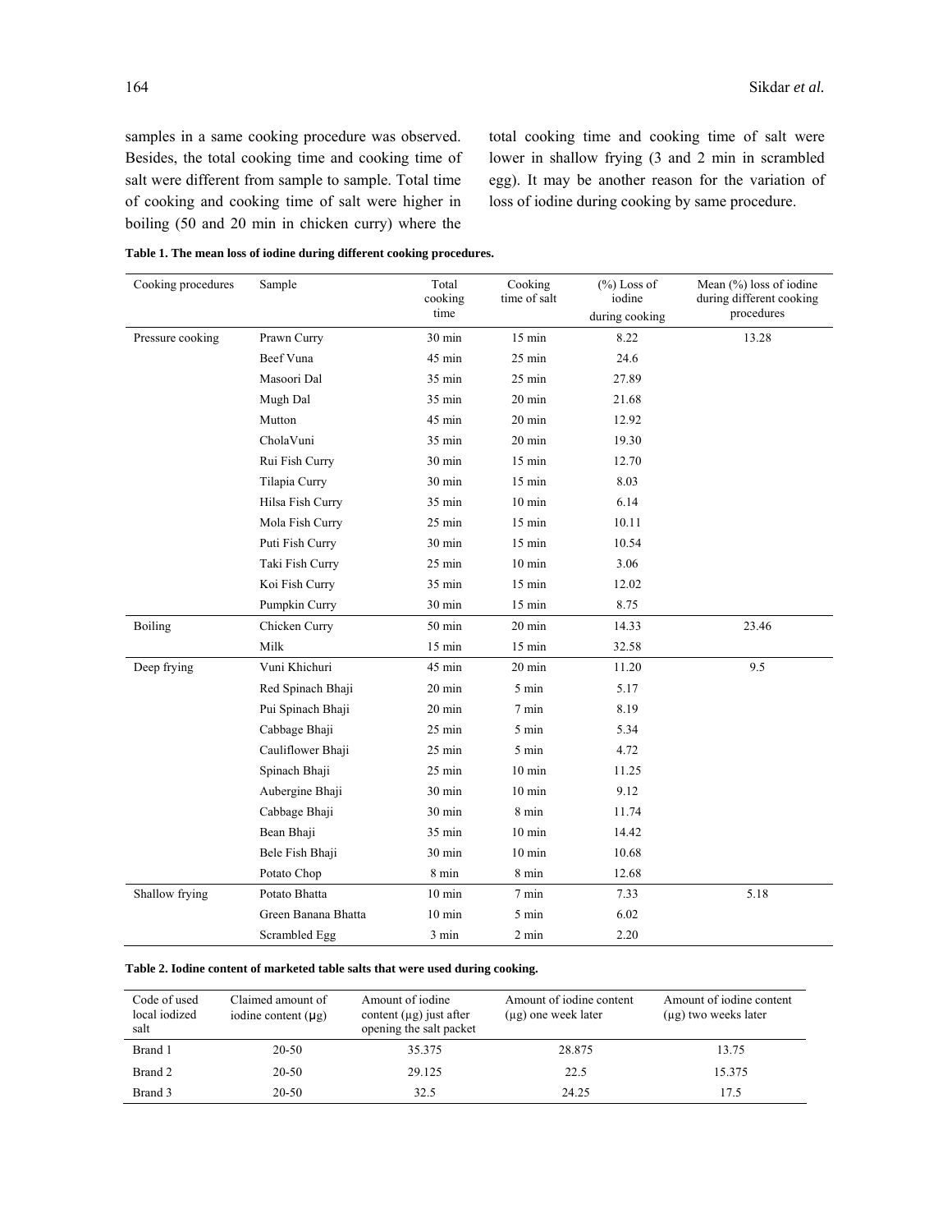samples in a same cooking procedure was observed. Besides, the total cooking time and cooking time of salt were different from sample to sample. Total time of cooking and cooking time of salt were higher in boiling (50 and 20 min in chicken curry) where the total cooking time and cooking time of salt were lower in shallow frying (3 and 2 min in scrambled egg). It may be another reason for the variation of loss of iodine during cooking by same procedure.

**Table 1. The mean loss of iodine during different cooking procedures.**

| Cooking procedures | Sample | Total cooking time | Cooking time of salt | (%) Loss of iodine during cooking | Mean (%) loss of iodine during different cooking procedures |
|---|---|---|---|---|---|
| Pressure cooking | Prawn Curry | 30 min | 15 min | 8.22 | 13.28 |
| | Beef Vuna | 45 min | 25 min | 24.6 | |
| | Masoori Dal | 35 min | 25 min | 27.89 | |
| | Mugh Dal | 35 min | 20 min | 21.68 | |
| | Mutton | 45 min | 20 min | 12.92 | |
| | CholaVuni | 35 min | 20 min | 19.30 | |
| | Rui Fish Curry | 30 min | 15 min | 12.70 | |
| | Tilapia Curry | 30 min | 15 min | 8.03 | |
| | Hilsa Fish Curry | 35 min | 10 min | 6.14 | |
| | Mola Fish Curry | 25 min | 15 min | 10.11 | |
| | Puti Fish Curry | 30 min | 15 min | 10.54 | |
| | Taki Fish Curry | 25 min | 10 min | 3.06 | |
| | Koi Fish Curry | 35 min | 15 min | 12.02 | |
| | Pumpkin Curry | 30 min | 15 min | 8.75 | |
| Boiling | Chicken Curry | 50 min | 20 min | 14.33 | 23.46 |
| | Milk | 15 min | 15 min | 32.58 | |
| Deep frying | Vuni Khichuri | 45 min | 20 min | 11.20 | 9.5 |
| | Red Spinach Bhaji | 20 min | 5 min | 5.17 | |
| | Pui Spinach Bhaji | 20 min | 7 min | 8.19 | |
| | Cabbage Bhaji | 25 min | 5 min | 5.34 | |
| | Cauliflower Bhaji | 25 min | 5 min | 4.72 | |
| | Spinach Bhaji | 25 min | 10 min | 11.25 | |
| | Aubergine Bhaji | 30 min | 10 min | 9.12 | |
| | Cabbage Bhaji | 30 min | 8 min | 11.74 | |
| | Bean Bhaji | 35 min | 10 min | 14.42 | |
| | Bele Fish Bhaji | 30 min | 10 min | 10.68 | |
| | Potato Chop | 8 min | 8 min | 12.68 | |
| Shallow frying | Potato Bhatta | 10 min | 7 min | 7.33 | 5.18 |
| | Green Banana Bhatta | 10 min | 5 min | 6.02 | |
| | Scrambled Egg | 3 min | 2 min | 2.20 | |

**Table 2. Iodine content of marketed table salts that were used during cooking.**

| Code of used local iodized salt | Claimed amount of iodine content (μg) | Amount of iodine content (μg) just after opening the salt packet | Amount of iodine content (μg) one week later | Amount of iodine content (μg) two weeks later |
|---|---|---|---|---|
| Brand 1 | 20-50 | 35.375 | 28.875 | 13.75 |
| Brand 2 | 20-50 | 29.125 | 22.5 | 15.375 |
| Brand 3 | 20-50 | 32.5 | 24.25 | 17.5 |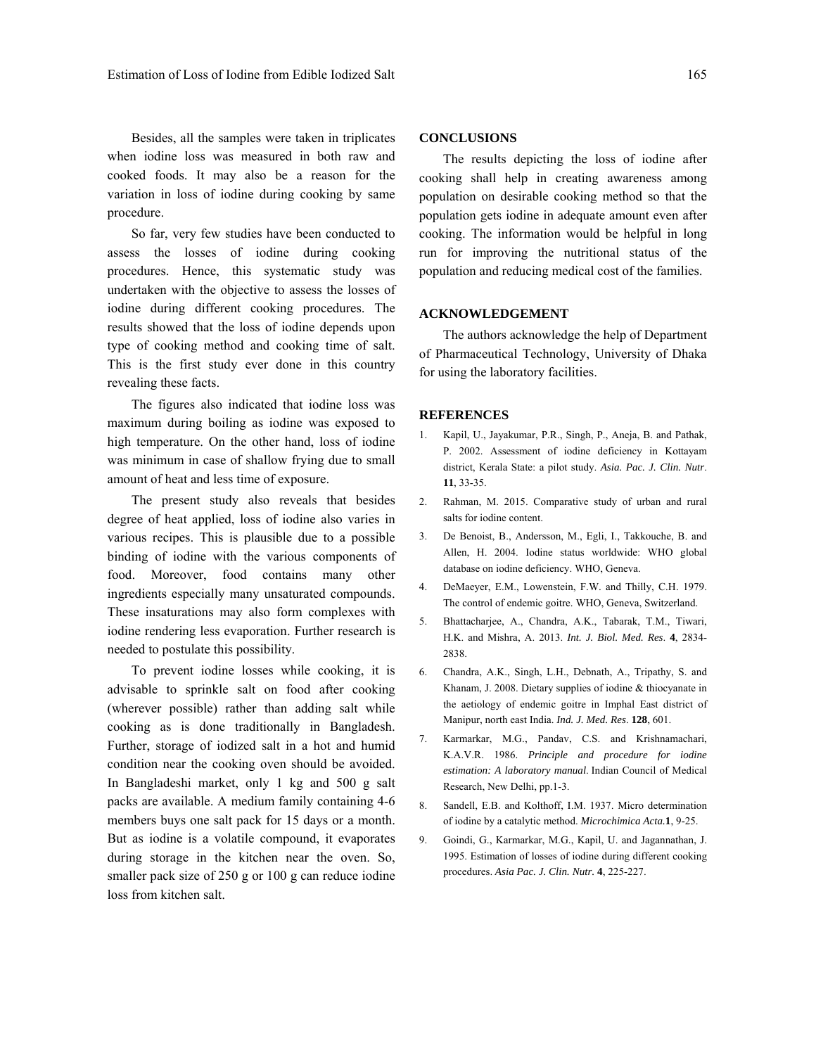Besides, all the samples were taken in triplicates when iodine loss was measured in both raw and cooked foods. It may also be a reason for the variation in loss of iodine during cooking by same procedure.

So far, very few studies have been conducted to assess the losses of iodine during cooking procedures. Hence, this systematic study was undertaken with the objective to assess the losses of iodine during different cooking procedures. The results showed that the loss of iodine depends upon type of cooking method and cooking time of salt. This is the first study ever done in this country revealing these facts.

The figures also indicated that iodine loss was maximum during boiling as iodine was exposed to high temperature. On the other hand, loss of iodine was minimum in case of shallow frying due to small amount of heat and less time of exposure.

The present study also reveals that besides degree of heat applied, loss of iodine also varies in various recipes. This is plausible due to a possible binding of iodine with the various components of food. Moreover, food contains many other ingredients especially many unsaturated compounds. These insaturations may also form complexes with iodine rendering less evaporation. Further research is needed to postulate this possibility.

To prevent iodine losses while cooking, it is advisable to sprinkle salt on food after cooking (wherever possible) rather than adding salt while cooking as is done traditionally in Bangladesh. Further, storage of iodized salt in a hot and humid condition near the cooking oven should be avoided. In Bangladeshi market, only 1 kg and 500 g salt packs are available. A medium family containing 4-6 members buys one salt pack for 15 days or a month. But as iodine is a volatile compound, it evaporates during storage in the kitchen near the oven. So, smaller pack size of 250 g or 100 g can reduce iodine loss from kitchen salt.

## CONCLUSIONS

The results depicting the loss of iodine after cooking shall help in creating awareness among population on desirable cooking method so that the population gets iodine in adequate amount even after cooking. The information would be helpful in long run for improving the nutritional status of the population and reducing medical cost of the families.

## ACKNOWLEDGEMENT

The authors acknowledge the help of Department of Pharmaceutical Technology, University of Dhaka for using the laboratory facilities.

## REFERENCES

1. Kapil, U., Jayakumar, P.R., Singh, P., Aneja, B. and Pathak, P. 2002. Assessment of iodine deficiency in Kottayam district, Kerala State: a pilot study. *Asia. Pac. J. Clin. Nutr*. **11**, 33-35.
2. Rahman, M. 2015. Comparative study of urban and rural salts for iodine content.
3. De Benoist, B., Andersson, M., Egli, I., Takkouche, B. and Allen, H. 2004. Iodine status worldwide: WHO global database on iodine deficiency. WHO, Geneva.
4. DeMaeyer, E.M., Lowenstein, F.W. and Thilly, C.H. 1979. The control of endemic goitre. WHO, Geneva, Switzerland.
5. Bhattacharjee, A., Chandra, A.K., Tabarak, T.M., Tiwari, H.K. and Mishra, A. 2013. *Int. J. Biol. Med. Res*. **4**, 2834-2838.
6. Chandra, A.K., Singh, L.H., Debnath, A., Tripathy, S. and Khanam, J. 2008. Dietary supplies of iodine & thiocyanate in the aetiology of endemic goitre in Imphal East district of Manipur, north east India. *Ind. J. Med. Res*. **128**, 601.
7. Karmarkar, M.G., Pandav, C.S. and Krishnamachari, K.A.V.R. 1986. *Principle and procedure for iodine estimation: A laboratory manual*. Indian Council of Medical Research, New Delhi, pp.1-3.
8. Sandell, E.B. and Kolthoff, I.M. 1937. Micro determination of iodine by a catalytic method. *Microchimica Acta.***1**, 9-25.
9. Goindi, G., Karmarkar, M.G., Kapil, U. and Jagannathan, J. 1995. Estimation of losses of iodine during different cooking procedures. *Asia Pac. J. Clin. Nutr*. **4**, 225-227.